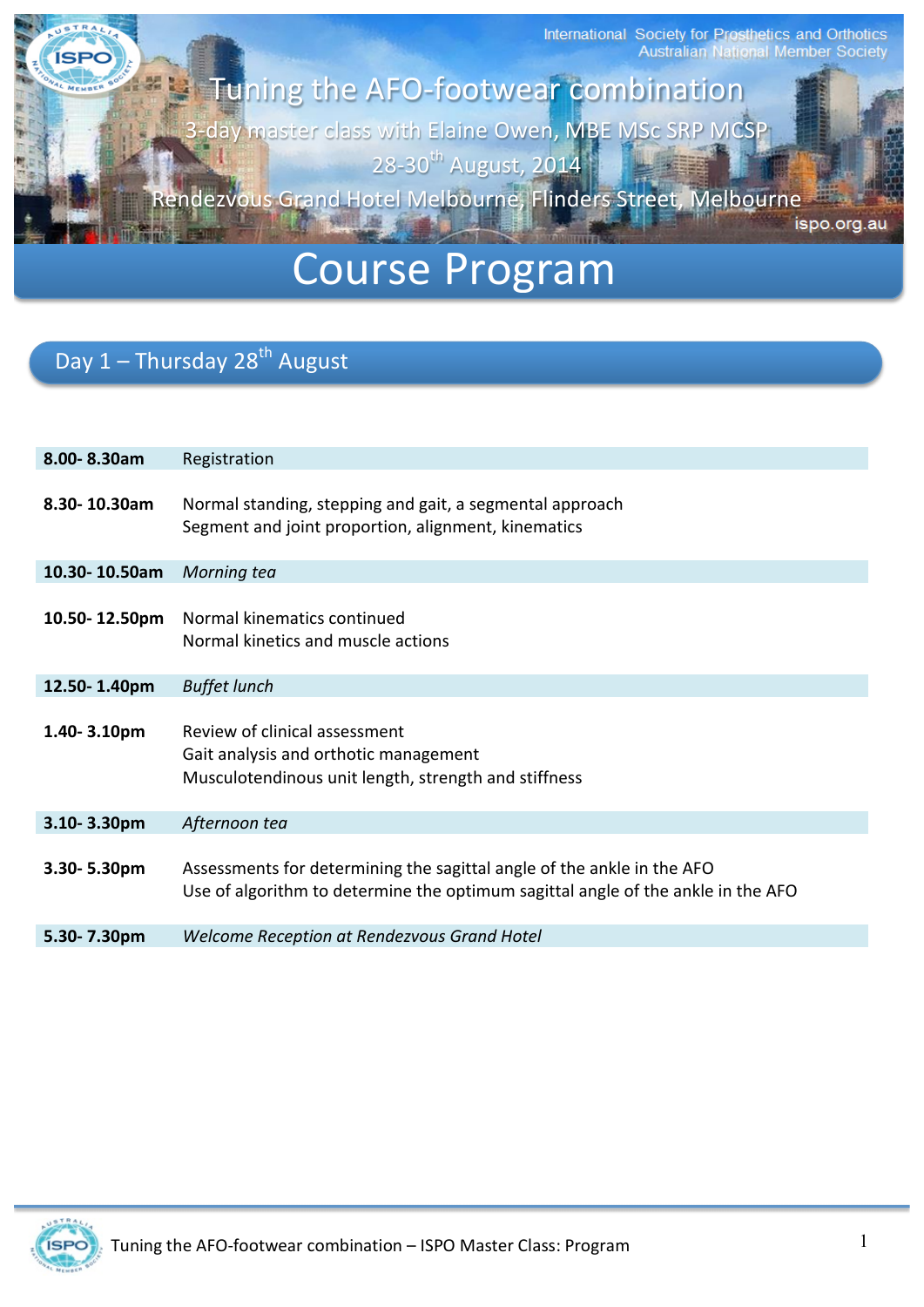International Society for Prosthetics and Orthotics
Australian National Member Society

# Tuning the AFO-footwear combination

3-day master class with Elaine Owen, MBE MSc SRP MCSP

28-30th August, 2014

Rendezvous Grand Hotel Melbourne, Flinders Street, Melbourne

ispo.org.au

# Course Program

## Day 1 – Thursday 28th August

| | |
|---|---|
| **8.00- 8.30am** | Registration |
| **8.30- 10.30am** | Normal standing, stepping and gait, a segmental approach<br>Segment and joint proportion, alignment, kinematics |
| **10.30- 10.50am** | *Morning tea* |
| **10.50- 12.50pm** | Normal kinematics continued<br>Normal kinetics and muscle actions |
| **12.50- 1.40pm** | *Buffet lunch* |
| **1.40- 3.10pm** | Review of clinical assessment<br>Gait analysis and orthotic management<br>Musculotendinous unit length, strength and stiffness |
| **3.10- 3.30pm** | *Afternoon tea* |
| **3.30- 5.30pm** | Assessments for determining the sagittal angle of the ankle in the AFO<br>Use of algorithm to determine the optimum sagittal angle of the ankle in the AFO |
| **5.30- 7.30pm** | *Welcome Reception at Rendezvous Grand Hotel* |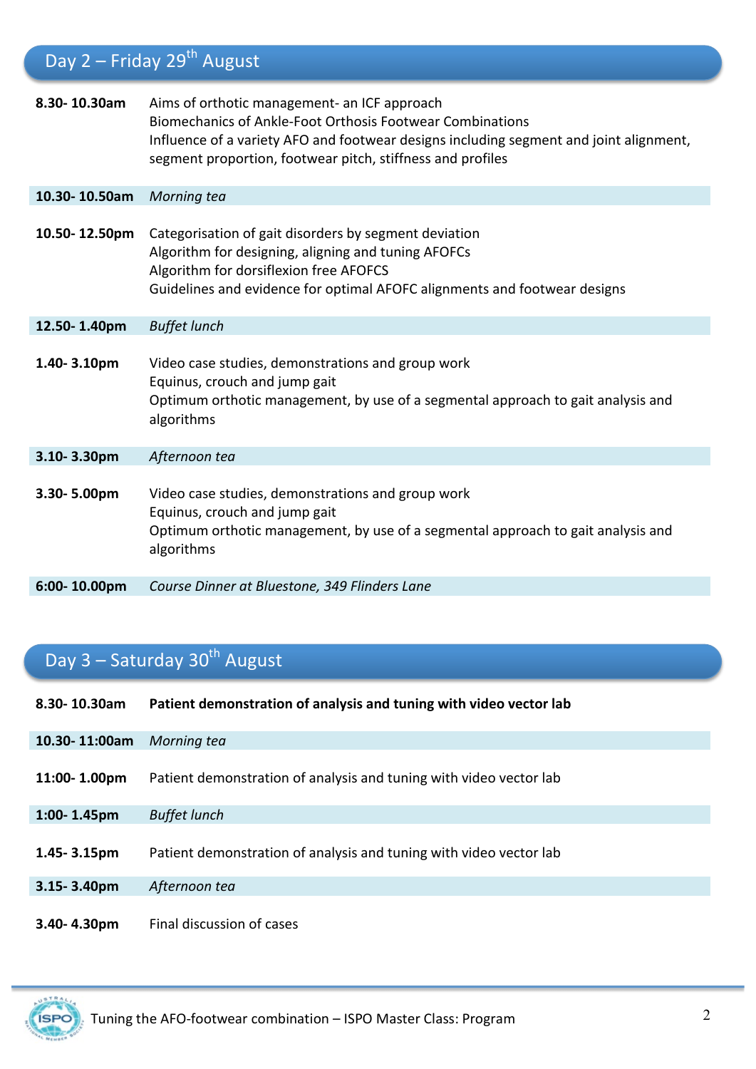## Day 2 – Friday 29th August

| | |
|---|---|
| **8.30- 10.30am** | Aims of orthotic management- an ICF approach<br>Biomechanics of Ankle-Foot Orthosis Footwear Combinations<br>Influence of a variety AFO and footwear designs including segment and joint alignment, segment proportion, footwear pitch, stiffness and profiles |
| **10.30- 10.50am** | *Morning tea* |
| **10.50- 12.50pm** | Categorisation of gait disorders by segment deviation<br>Algorithm for designing, aligning and tuning AFOFCs<br>Algorithm for dorsiflexion free AFOFCS<br>Guidelines and evidence for optimal AFOFC alignments and footwear designs |
| **12.50- 1.40pm** | *Buffet lunch* |
| **1.40- 3.10pm** | Video case studies, demonstrations and group work<br>Equinus, crouch and jump gait<br>Optimum orthotic management, by use of a segmental approach to gait analysis and algorithms |
| **3.10- 3.30pm** | *Afternoon tea* |
| **3.30- 5.00pm** | Video case studies, demonstrations and group work<br>Equinus, crouch and jump gait<br>Optimum orthotic management, by use of a segmental approach to gait analysis and algorithms |
| **6:00- 10.00pm** | *Course Dinner at Bluestone, 349 Flinders Lane* |

## Day 3 – Saturday 30th August

| | |
|---|---|
| **8.30- 10.30am** | **Patient demonstration of analysis and tuning with video vector lab** |
| **10.30- 11:00am** | *Morning tea* |
| **11:00- 1.00pm** | Patient demonstration of analysis and tuning with video vector lab |
| **1:00- 1.45pm** | *Buffet lunch* |
| **1.45- 3.15pm** | Patient demonstration of analysis and tuning with video vector lab |
| **3.15- 3.40pm** | *Afternoon tea* |
| **3.40- 4.30pm** | Final discussion of cases |